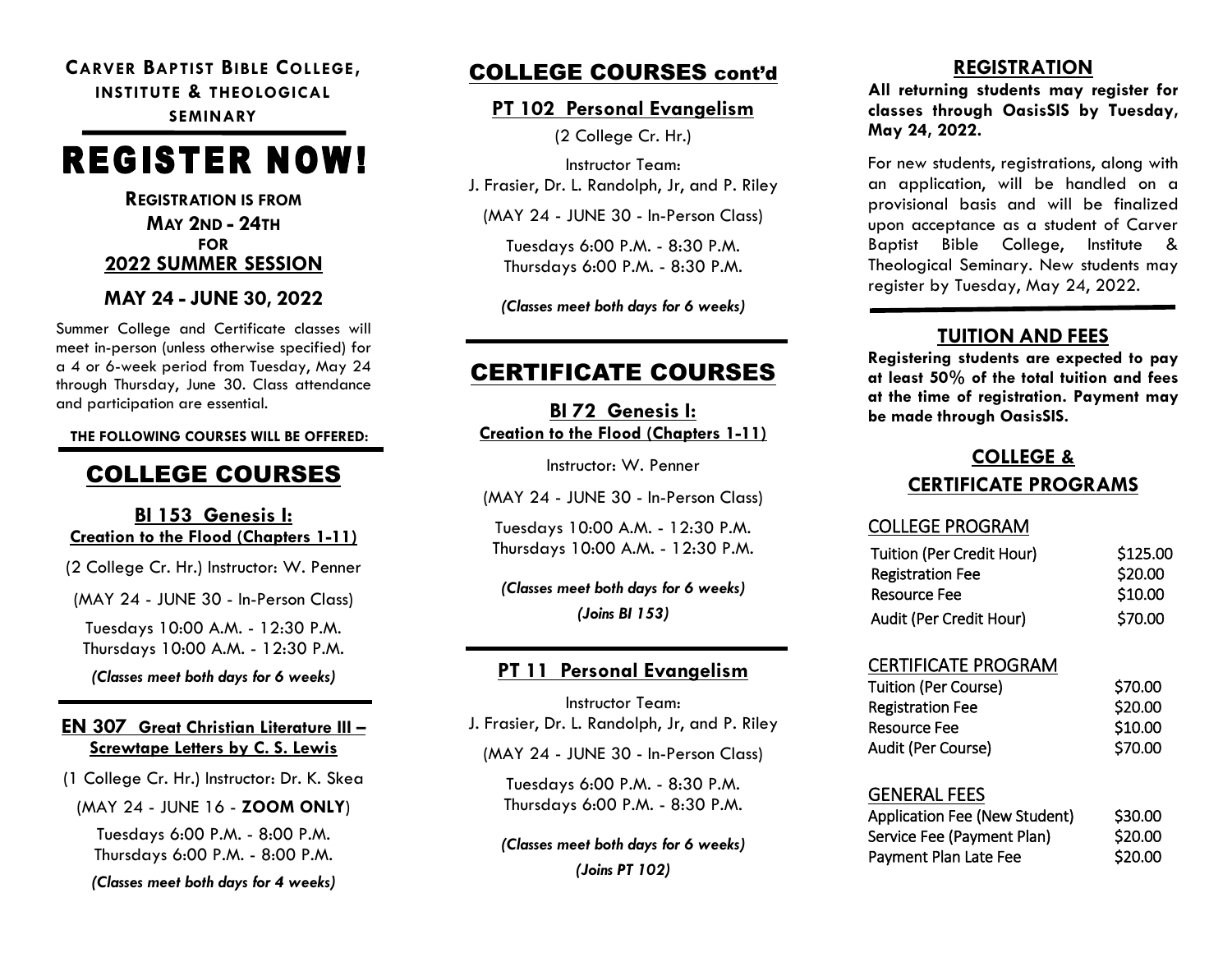**CARVER BAPTIST BIBLE COLLEGE, INSTITUTE & THEOLOGICAL SEMINARY**

# REGISTER NOW!

**REGISTRATION IS FROM**
**MAY 2ND - 24TH**
**FOR**
**2022 SUMMER SESSION**

**MAY 24 - JUNE 30, 2022**

Summer College and Certificate classes will meet in-person (unless otherwise specified) for a 4 or 6-week period from Tuesday, May 24 through Thursday, June 30. Class attendance and participation are essential.

**THE FOLLOWING COURSES WILL BE OFFERED:**

## COLLEGE COURSES

### BI 153 Genesis I: Creation to the Flood (Chapters 1-11)

(2 College Cr. Hr.) Instructor: W. Penner

(MAY 24 - JUNE 30 - In-Person Class)

Tuesdays 10:00 A.M. - 12:30 P.M.
Thursdays 10:00 A.M. - 12:30 P.M.

*(Classes meet both days for 6 weeks)*

### EN 307 Great Christian Literature III – Screwtape Letters by C. S. Lewis

(1 College Cr. Hr.) Instructor: Dr. K. Skea

(MAY 24 - JUNE 16 - **ZOOM ONLY**)

Tuesdays 6:00 P.M. - 8:00 P.M.
Thursdays 6:00 P.M. - 8:00 P.M.

*(Classes meet both days for 4 weeks)*

## COLLEGE COURSES cont'd

### PT 102 Personal Evangelism

(2 College Cr. Hr.)

Instructor Team:
J. Frasier, Dr. L. Randolph, Jr, and P. Riley

(MAY 24 - JUNE 30 - In-Person Class)

Tuesdays 6:00 P.M. - 8:30 P.M.
Thursdays 6:00 P.M. - 8:30 P.M.

*(Classes meet both days for 6 weeks)*

## CERTIFICATE COURSES

### BI 72 Genesis I: Creation to the Flood (Chapters 1-11)

Instructor: W. Penner

(MAY 24 - JUNE 30 - In-Person Class)

Tuesdays 10:00 A.M. - 12:30 P.M.
Thursdays 10:00 A.M. - 12:30 P.M.

*(Classes meet both days for 6 weeks)*
*(Joins BI 153)*

### PT 11 Personal Evangelism

Instructor Team:
J. Frasier, Dr. L. Randolph, Jr, and P. Riley

(MAY 24 - JUNE 30 - In-Person Class)

Tuesdays 6:00 P.M. - 8:30 P.M.
Thursdays 6:00 P.M. - 8:30 P.M.

*(Classes meet both days for 6 weeks)*
*(Joins PT 102)*

## REGISTRATION

**All returning students may register for classes through OasisSIS by Tuesday, May 24, 2022.**

For new students, registrations, along with an application, will be handled on a provisional basis and will be finalized upon acceptance as a student of Carver Baptist Bible College, Institute & Theological Seminary. New students may register by Tuesday, May 24, 2022.

## TUITION AND FEES

**Registering students are expected to pay at least 50% of the total tuition and fees at the time of registration. Payment may be made through OasisSIS.**

## COLLEGE & CERTIFICATE PROGRAMS

### COLLEGE PROGRAM

| | |
|---|---|
| Tuition (Per Credit Hour) | \$125.00 |
| Registration Fee | \$20.00 |
| Resource Fee | \$10.00 |
| Audit (Per Credit Hour) | \$70.00 |

### CERTIFICATE PROGRAM

| | |
|---|---|
| Tuition (Per Course) | \$70.00 |
| Registration Fee | \$20.00 |
| Resource Fee | \$10.00 |
| Audit (Per Course) | \$70.00 |

### GENERAL FEES

| | |
|---|---|
| Application Fee (New Student) | \$30.00 |
| Service Fee (Payment Plan) | \$20.00 |
| Payment Plan Late Fee | \$20.00 |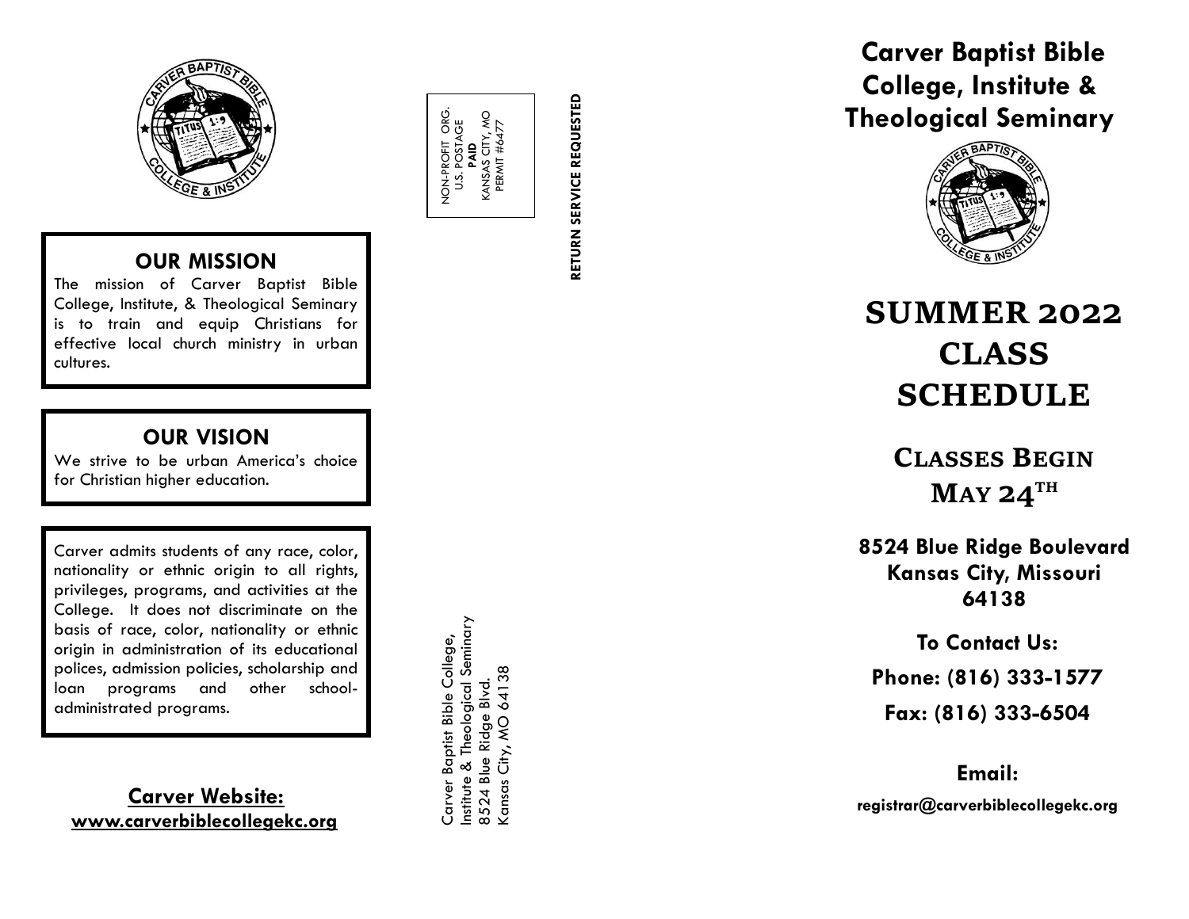## OUR MISSION

The mission of Carver Baptist Bible College, Institute, & Theological Seminary is to train and equip Christians for effective local church ministry in urban cultures.

## OUR VISION

We strive to be urban America's choice for Christian higher education.

Carver admits students of any race, color, nationality or ethnic origin to all rights, privileges, programs, and activities at the College. It does not discriminate on the basis of race, color, nationality or ethnic origin in administration of its educational polices, admission policies, scholarship and loan programs and other school-administrated programs.

**Carver Website:**
**www.carverbiblecollegekc.org**

NON-PROFIT ORG.
U.S. POSTAGE
**PAID**
KANSAS CITY, MO
PERMIT #6477

**RETURN SERVICE REQUESTED**

Carver Baptist Bible College,
Institute & Theological Seminary
8524 Blue Ridge Blvd.
Kansas City, MO 64138

# Carver Baptist Bible College, Institute & Theological Seminary

# SUMMER 2022 CLASS SCHEDULE

## CLASSES BEGIN MAY 24TH

**8524 Blue Ridge Boulevard**
**Kansas City, Missouri**
**64138**

**To Contact Us:**

**Phone: (816) 333-1577**

**Fax: (816) 333-6504**

**Email:**

**registrar@carverbiblecollegekc.org**